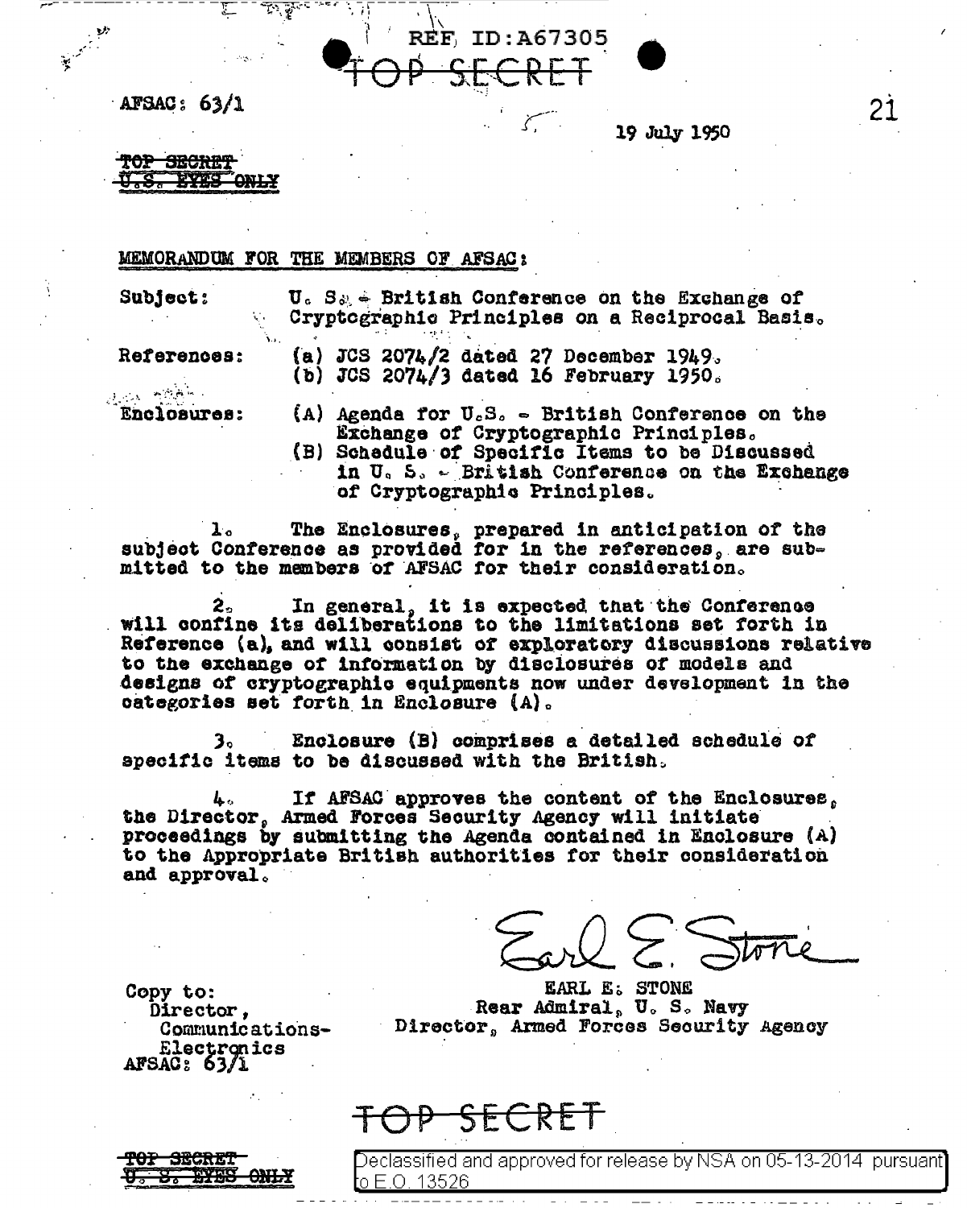REF ID:A67305

TOP SECRET

AFSAC: 63/1

19 July 1950

~~TOP SECRET~~
~~U.S. EYES ONLY~~

MEMORANDUM FOR THE MEMBERS OF AFSAC:

Subject: U. S. - British Conference on the Exchange of Cryptographic Principles on a Reciprocal Basis.

References: (a) JCS 2074/2 dated 27 December 1949.
(b) JCS 2074/3 dated 16 February 1950.

Enclosures: (A) Agenda for U.S. - British Conference on the Exchange of Cryptographic Principles.
(B) Schedule of Specific Items to be Discussed in U. S. - British Conference on the Exchange of Cryptographic Principles.

1. The Enclosures, prepared in anticipation of the subject Conference as provided for in the references, are submitted to the members of AFSAC for their consideration.

2. In general, it is expected that the Conference will confine its deliberations to the limitations set forth in Reference (a), and will consist of exploratory discussions relative to the exchange of information by disclosures of models and designs of cryptographic equipments now under development in the categories set forth in Enclosure (A).

3. Enclosure (B) comprises a detailed schedule of specific items to be discussed with the British.

4. If AFSAC approves the content of the Enclosures, the Director, Armed Forces Security Agency will initiate proceedings by submitting the Agenda contained in Enclosure (A) to the Appropriate British authorities for their consideration and approval.

Earl E. Stone

EARL E. STONE
Rear Admiral, U. S. Navy
Director, Armed Forces Security Agency

Copy to:
Director,
Communications-Electronics
AFSAC: 63/1

TOP SECRET

~~TOP SECRET~~
~~U. S. EYES ONLY~~

Declassified and approved for release by NSA on 05-13-2014 pursuant to E.O. 13526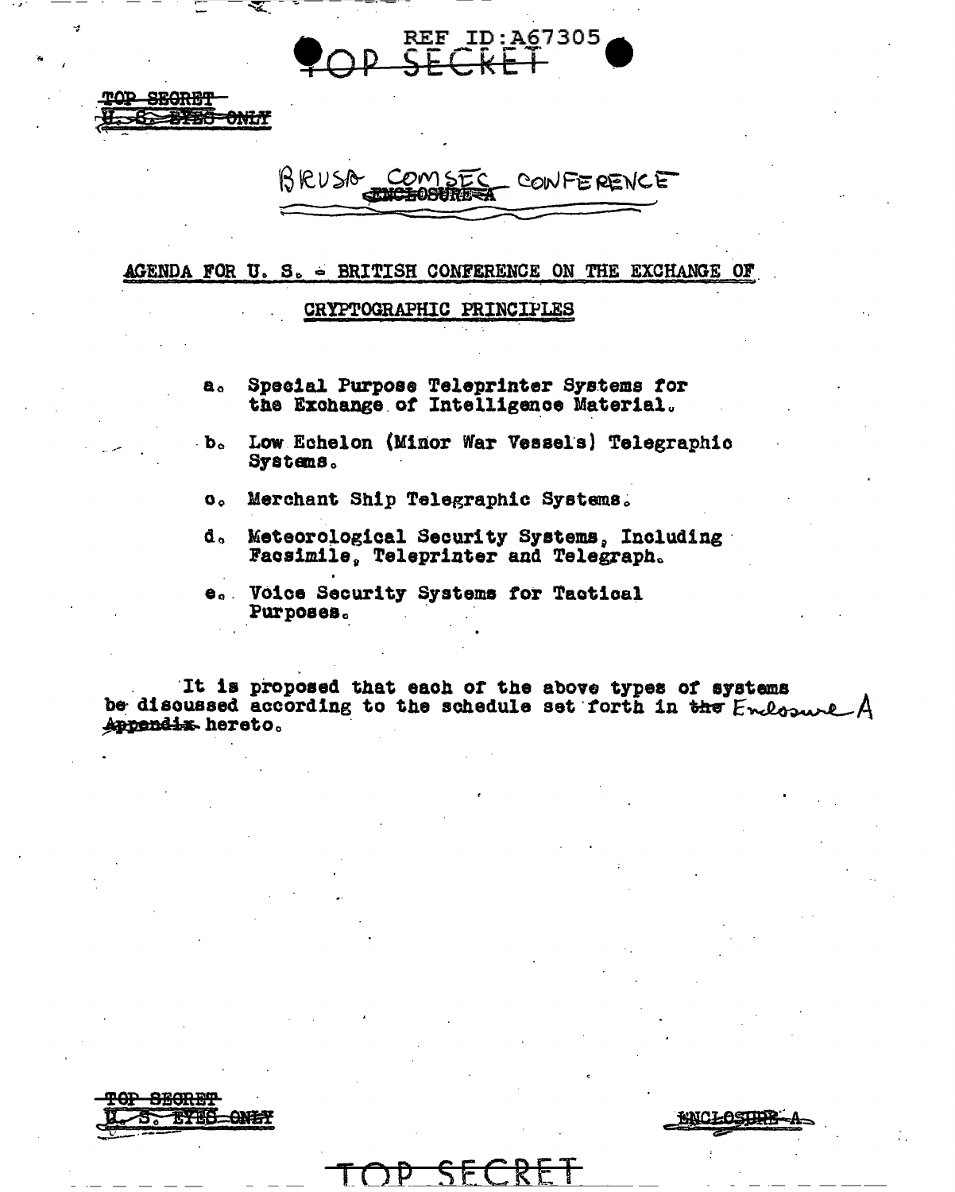TOP SECRET
U.S. EYES ONLY

BRUSA COMSEC CONFERENCE

AGENDA FOR U. S. - BRITISH CONFERENCE ON THE EXCHANGE OF CRYPTOGRAPHIC PRINCIPLES

a. Special Purpose Teleprinter Systems for the Exchange of Intelligence Material.

b. Low Echelon (Minor War Vessels) Telegraphic Systems.

c. Merchant Ship Telegraphic Systems.

d. Meteorological Security Systems, Including Facsimile, Teleprinter and Telegraph.

e. Voice Security Systems for Tactical Purposes.

It is proposed that each of the above types of systems be discussed according to the schedule set forth in Enclosure A hereto.

TOP SECRET
U.S. EYES ONLY

ENCLOSURE A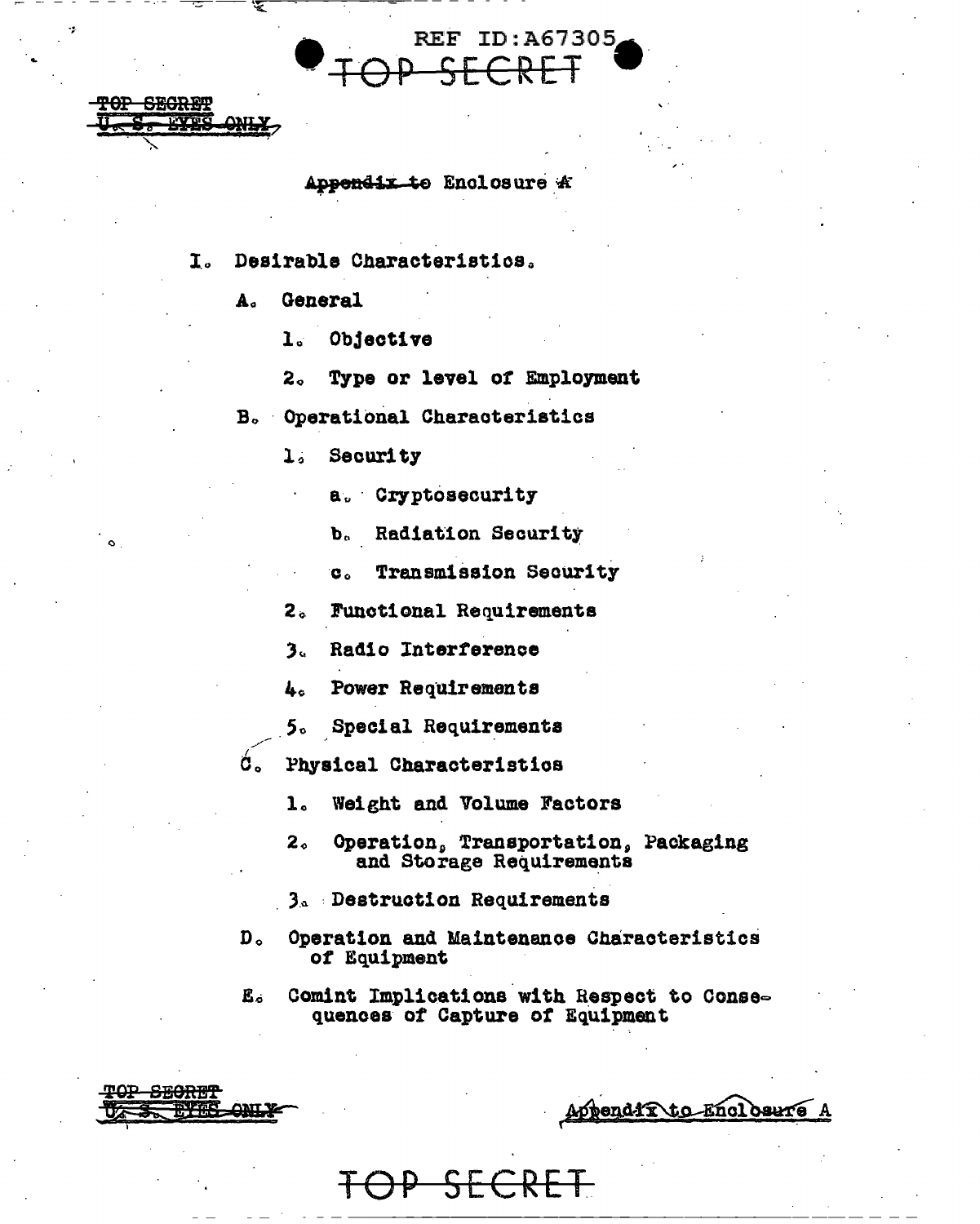TOP SECRET
U. S. EYES ONLY

## Appendix to Enclosure A

I. Desirable Characteristics.

- A. General
  - 1. Objective
  - 2. Type or level of Employment
- B. Operational Characteristics
  - 1. Security
    - a. Cryptosecurity
    - b. Radiation Security
    - c. Transmission Security
  - 2. Functional Requirements
  - 3. Radio Interference
  - 4. Power Requirements
  - 5. Special Requirements
- C. Physical Characteristics
  - 1. Weight and Volume Factors
  - 2. Operation, Transportation, Packaging and Storage Requirements
  - 3. Destruction Requirements
- D. Operation and Maintenance Characteristics of Equipment
- E. Comint Implications with Respect to Consequences of Capture of Equipment

TOP SECRET
U. S. EYES ONLY

Appendix to Enclosure A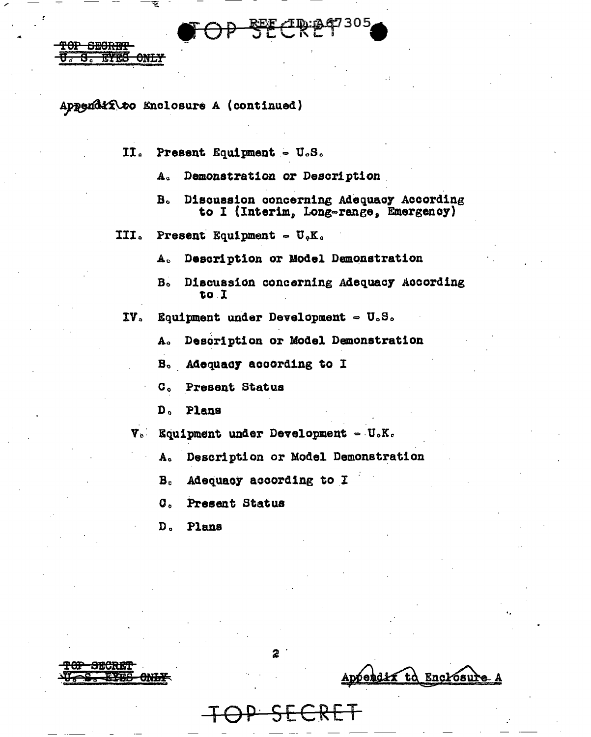Appendix to Enclosure A (continued)

II. Present Equipment - U.S.

  A. Demonstration or Description

  B. Discussion concerning Adequacy According to I (Interim, Long-range, Emergency)

III. Present Equipment - U.K.

  A. Description or Model Demonstration

  B. Discussion concerning Adequacy According to I

IV. Equipment under Development - U.S.

  A. Description or Model Demonstration

  B. Adequacy according to I

  C. Present Status

  D. Plans

V. Equipment under Development - U.K.

  A. Description or Model Demonstration

  B. Adequacy according to I

  C. Present Status

  D. Plans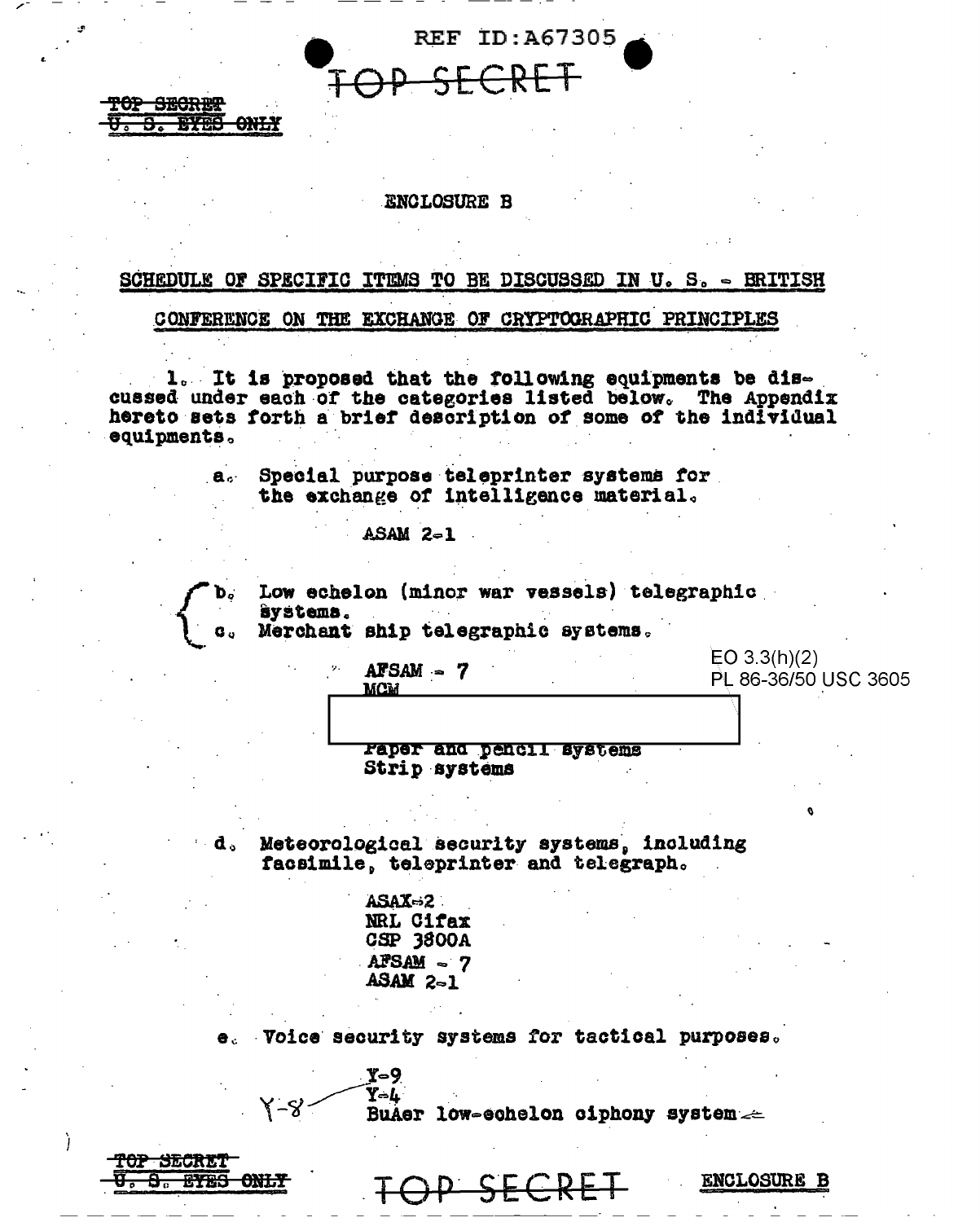REF ID:A67305

TOP SECRET

~~TOP SECRET~~
~~U. S. EYES ONLY~~

ENCLOSURE B

SCHEDULE OF SPECIFIC ITEMS TO BE DISCUSSED IN U. S. - BRITISH CONFERENCE ON THE EXCHANGE OF CRYPTOGRAPHIC PRINCIPLES

1. It is proposed that the following equipments be discussed under each of the categories listed below. The Appendix hereto sets forth a brief description of some of the individual equipments.

a. Special purpose teleprinter systems for the exchange of intelligence material.

ASAM 2-1

b. Low echelon (minor war vessels) telegraphic systems.

c. Merchant ship telegraphic systems.

AFSAM - 7
MCM

EO 3.3(h)(2)
PL 86-36/50 USC 3605

[REDACTED]

Paper and pencil systems
Strip systems

d. Meteorological security systems, including facsimile, teleprinter and telegraph.

ASAX-2
NRL Cifax
CSP 3800A
AFSAM - 7
ASAM 2-1

e. Voice security systems for tactical purposes.

Y-9
Y-4 (handwritten: Y-8)
BuAer low-echelon ciphony system

~~TOP SECRET~~
~~U. S. EYES ONLY~~

TOP SECRET

ENCLOSURE B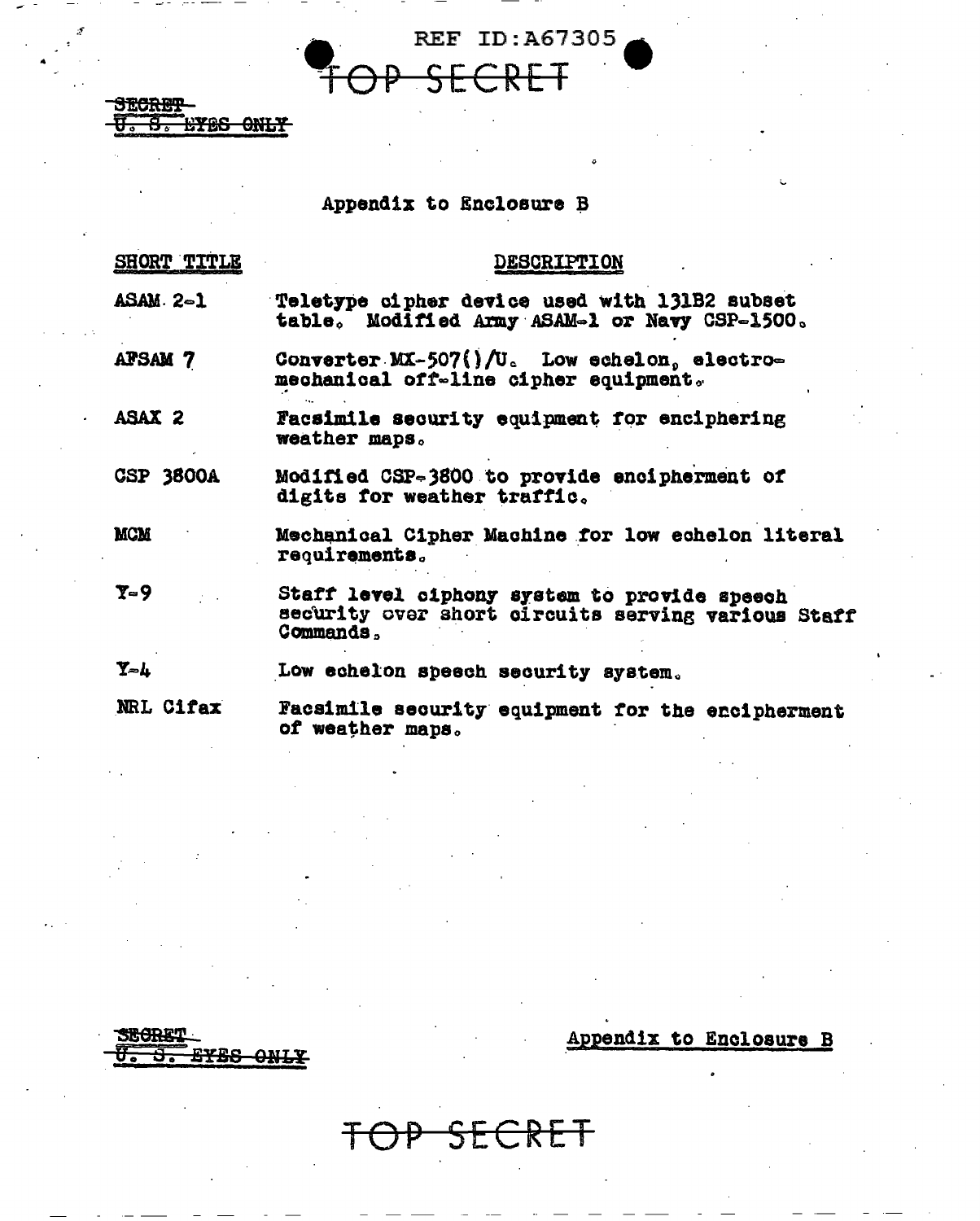REF ID:A67305

TOP SECRET

SECRET
U. S. EYES ONLY

Appendix to Enclosure B

| SHORT TITLE | DESCRIPTION |
|---|---|
| ASAM 2-1 | Teletype cipher device used with 131B2 subset table. Modified Army ASAM-1 or Navy CSP-1500. |
| AFSAM 7 | Converter MX-507()/U. Low echelon, electro-mechanical off-line cipher equipment. |
| ASAX 2 | Facsimile security equipment for enciphering weather maps. |
| CSP 3800A | Modified CSP-3800 to provide encipherment of digits for weather traffic. |
| MCM | Mechanical Cipher Machine for low echelon literal requirements. |
| Y-9 | Staff level ciphony system to provide speech security over short circuits serving various Staff Commands. |
| Y-4 | Low echelon speech security system. |
| NRL Cifax | Facsimile security equipment for the encipherment of weather maps. |

SECRET
U. S. EYES ONLY

Appendix to Enclosure B

TOP SECRET